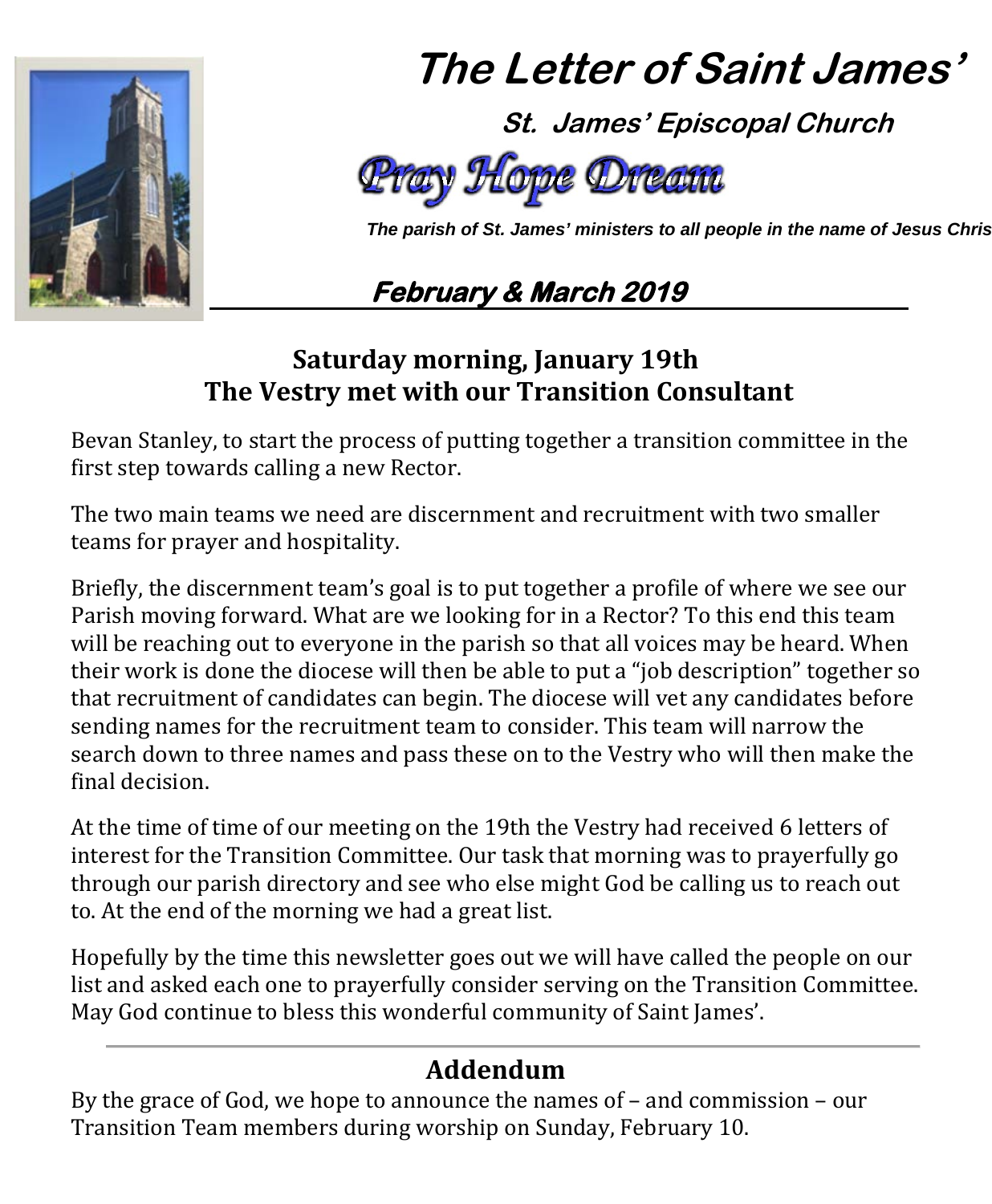# The Letter of Saint James'

**St. James' Episcopal Church**

*Pray Hope Dream*

***The parish of St. James' ministers to all people in the name of Jesus Chris***

***February & March 2019***

## Saturday morning, January 19th
## The Vestry met with our Transition Consultant

Bevan Stanley, to start the process of putting together a transition committee in the first step towards calling a new Rector.

The two main teams we need are discernment and recruitment with two smaller teams for prayer and hospitality.

Briefly, the discernment team's goal is to put together a profile of where we see our Parish moving forward. What are we looking for in a Rector? To this end this team will be reaching out to everyone in the parish so that all voices may be heard. When their work is done the diocese will then be able to put a "job description" together so that recruitment of candidates can begin. The diocese will vet any candidates before sending names for the recruitment team to consider. This team will narrow the search down to three names and pass these on to the Vestry who will then make the final decision.

At the time of time of our meeting on the 19th the Vestry had received 6 letters of interest for the Transition Committee. Our task that morning was to prayerfully go through our parish directory and see who else might God be calling us to reach out to. At the end of the morning we had a great list.

Hopefully by the time this newsletter goes out we will have called the people on our list and asked each one to prayerfully consider serving on the Transition Committee. May God continue to bless this wonderful community of Saint James'.

---

## Addendum

By the grace of God, we hope to announce the names of – and commission – our Transition Team members during worship on Sunday, February 10.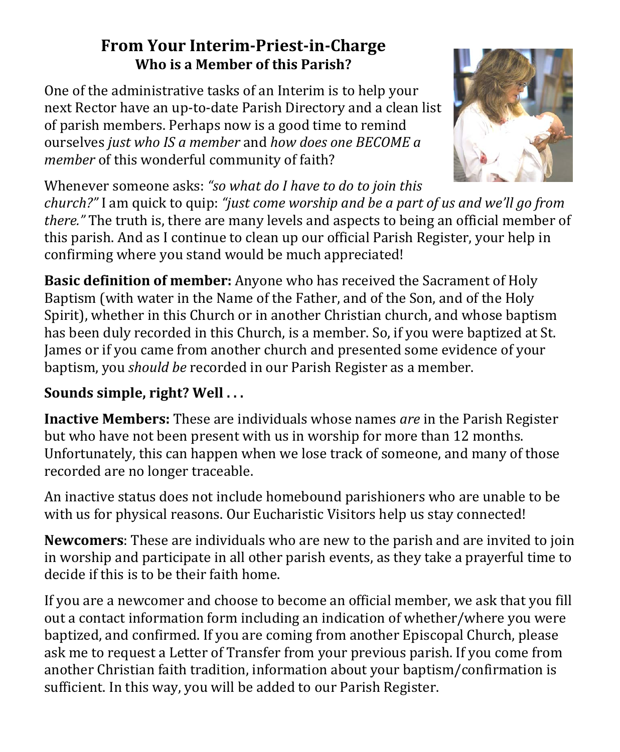## From Your Interim-Priest-in-Charge

### Who is a Member of this Parish?

One of the administrative tasks of an Interim is to help your next Rector have an up-to-date Parish Directory and a clean list of parish members. Perhaps now is a good time to remind ourselves *just who IS a member* and *how does one BECOME a member* of this wonderful community of faith?

Whenever someone asks: *"so what do I have to do to join this church?"* I am quick to quip: *"just come worship and be a part of us and we'll go from there."* The truth is, there are many levels and aspects to being an official member of this parish. And as I continue to clean up our official Parish Register, your help in confirming where you stand would be much appreciated!

**Basic definition of member:** Anyone who has received the Sacrament of Holy Baptism (with water in the Name of the Father, and of the Son, and of the Holy Spirit), whether in this Church or in another Christian church, and whose baptism has been duly recorded in this Church, is a member. So, if you were baptized at St. James or if you came from another church and presented some evidence of your baptism, you *should be* recorded in our Parish Register as a member.

**Sounds simple, right? Well . . .**

**Inactive Members:** These are individuals whose names *are* in the Parish Register but who have not been present with us in worship for more than 12 months. Unfortunately, this can happen when we lose track of someone, and many of those recorded are no longer traceable.

An inactive status does not include homebound parishioners who are unable to be with us for physical reasons. Our Eucharistic Visitors help us stay connected!

**Newcomers**: These are individuals who are new to the parish and are invited to join in worship and participate in all other parish events, as they take a prayerful time to decide if this is to be their faith home.

If you are a newcomer and choose to become an official member, we ask that you fill out a contact information form including an indication of whether/where you were baptized, and confirmed. If you are coming from another Episcopal Church, please ask me to request a Letter of Transfer from your previous parish. If you come from another Christian faith tradition, information about your baptism/confirmation is sufficient. In this way, you will be added to our Parish Register.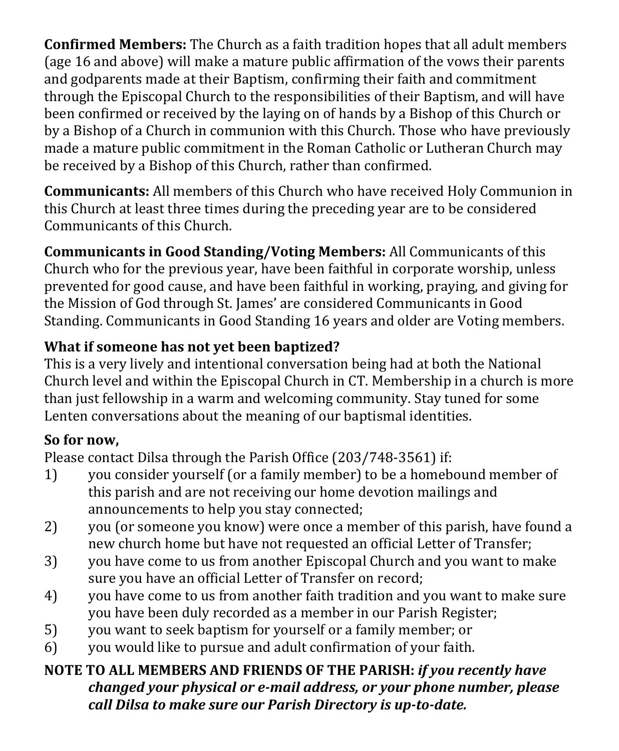**Confirmed Members:** The Church as a faith tradition hopes that all adult members (age 16 and above) will make a mature public affirmation of the vows their parents and godparents made at their Baptism, confirming their faith and commitment through the Episcopal Church to the responsibilities of their Baptism, and will have been confirmed or received by the laying on of hands by a Bishop of this Church or by a Bishop of a Church in communion with this Church. Those who have previously made a mature public commitment in the Roman Catholic or Lutheran Church may be received by a Bishop of this Church, rather than confirmed.

**Communicants:** All members of this Church who have received Holy Communion in this Church at least three times during the preceding year are to be considered Communicants of this Church.

**Communicants in Good Standing/Voting Members:** All Communicants of this Church who for the previous year, have been faithful in corporate worship, unless prevented for good cause, and have been faithful in working, praying, and giving for the Mission of God through St. James' are considered Communicants in Good Standing. Communicants in Good Standing 16 years and older are Voting members.

**What if someone has not yet been baptized?**
This is a very lively and intentional conversation being had at both the National Church level and within the Episcopal Church in CT. Membership in a church is more than just fellowship in a warm and welcoming community. Stay tuned for some Lenten conversations about the meaning of our baptismal identities.

**So for now,**
Please contact Dilsa through the Parish Office (203/748-3561) if:

1) you consider yourself (or a family member) to be a homebound member of this parish and are not receiving our home devotion mailings and announcements to help you stay connected;
2) you (or someone you know) were once a member of this parish, have found a new church home but have not requested an official Letter of Transfer;
3) you have come to us from another Episcopal Church and you want to make sure you have an official Letter of Transfer on record;
4) you have come to us from another faith tradition and you want to make sure you have been duly recorded as a member in our Parish Register;
5) you want to seek baptism for yourself or a family member; or
6) you would like to pursue and adult confirmation of your faith.

**NOTE TO ALL MEMBERS AND FRIENDS OF THE PARISH:** ***if you recently have changed your physical or e-mail address, or your phone number, please call Dilsa to make sure our Parish Directory is up-to-date.***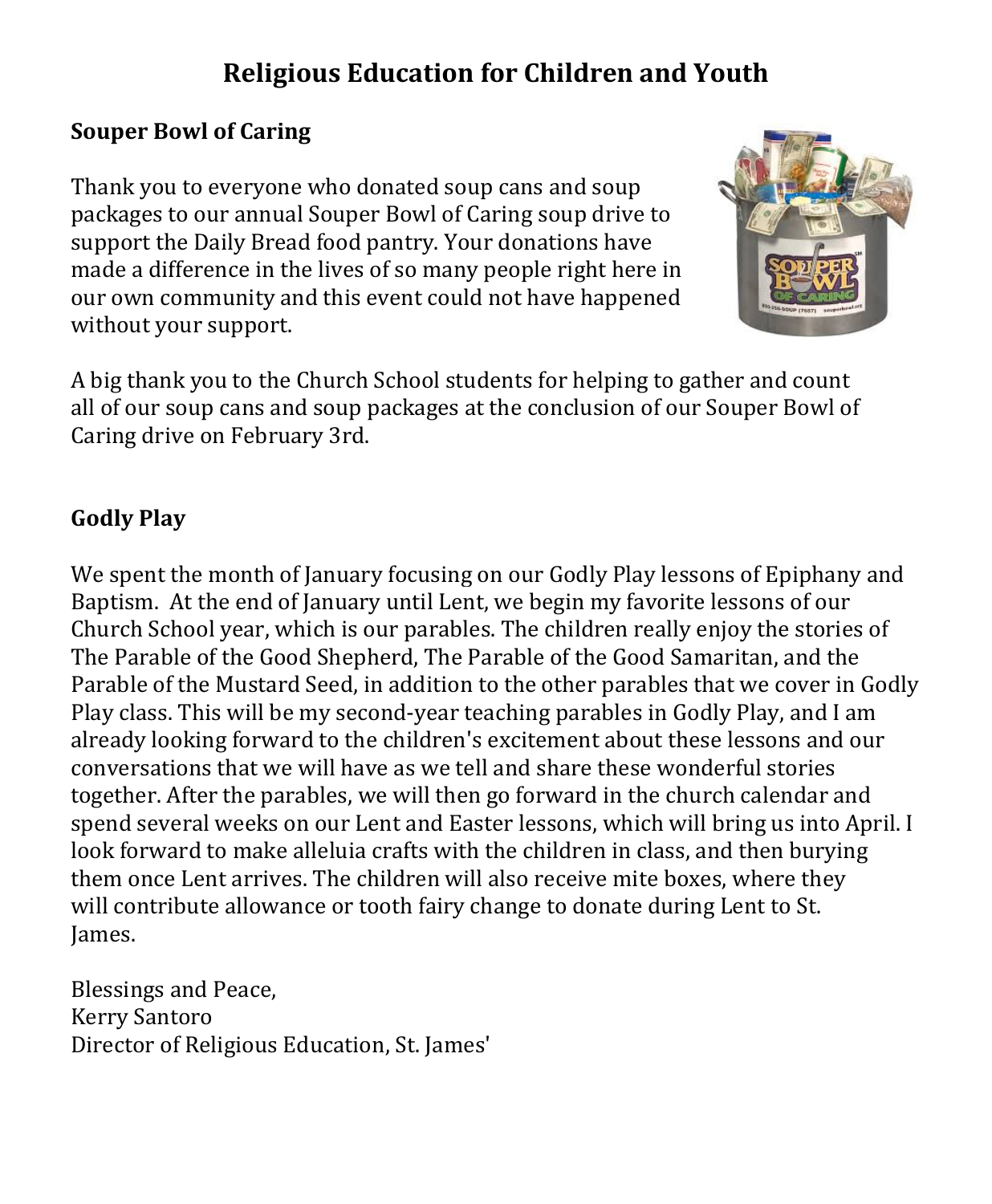# Religious Education for Children and Youth

## Souper Bowl of Caring

Thank you to everyone who donated soup cans and soup packages to our annual Souper Bowl of Caring soup drive to support the Daily Bread food pantry. Your donations have made a difference in the lives of so many people right here in our own community and this event could not have happened without your support.

A big thank you to the Church School students for helping to gather and count all of our soup cans and soup packages at the conclusion of our Souper Bowl of Caring drive on February 3rd.

## Godly Play

We spent the month of January focusing on our Godly Play lessons of Epiphany and Baptism. At the end of January until Lent, we begin my favorite lessons of our Church School year, which is our parables. The children really enjoy the stories of The Parable of the Good Shepherd, The Parable of the Good Samaritan, and the Parable of the Mustard Seed, in addition to the other parables that we cover in Godly Play class. This will be my second-year teaching parables in Godly Play, and I am already looking forward to the children's excitement about these lessons and our conversations that we will have as we tell and share these wonderful stories together. After the parables, we will then go forward in the church calendar and spend several weeks on our Lent and Easter lessons, which will bring us into April. I look forward to make alleluia crafts with the children in class, and then burying them once Lent arrives. The children will also receive mite boxes, where they will contribute allowance or tooth fairy change to donate during Lent to St. James.

Blessings and Peace,  
Kerry Santoro  
Director of Religious Education, St. James'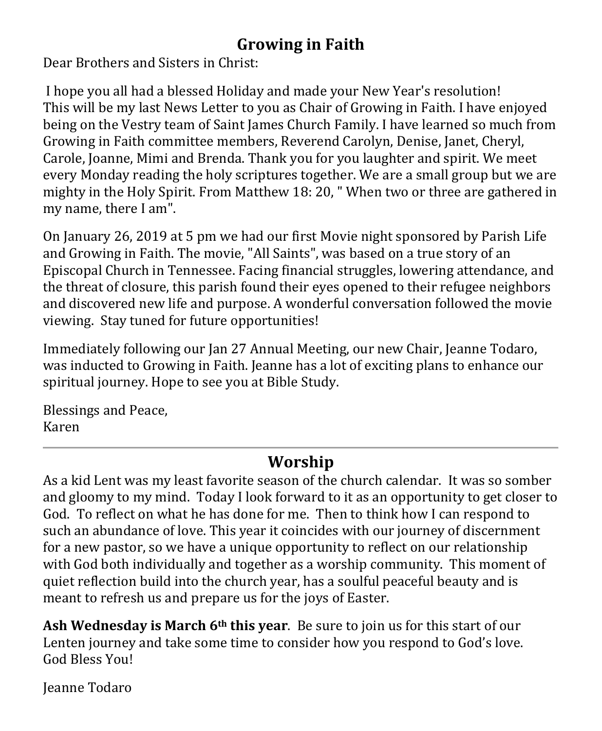## Growing in Faith

Dear Brothers and Sisters in Christ:

I hope you all had a blessed Holiday and made your New Year's resolution! This will be my last News Letter to you as Chair of Growing in Faith. I have enjoyed being on the Vestry team of Saint James Church Family. I have learned so much from Growing in Faith committee members, Reverend Carolyn, Denise, Janet, Cheryl, Carole, Joanne, Mimi and Brenda. Thank you for you laughter and spirit. We meet every Monday reading the holy scriptures together. We are a small group but we are mighty in the Holy Spirit. From Matthew 18: 20, " When two or three are gathered in my name, there I am".

On January 26, 2019 at 5 pm we had our first Movie night sponsored by Parish Life and Growing in Faith. The movie, "All Saints", was based on a true story of an Episcopal Church in Tennessee. Facing financial struggles, lowering attendance, and the threat of closure, this parish found their eyes opened to their refugee neighbors and discovered new life and purpose. A wonderful conversation followed the movie viewing. Stay tuned for future opportunities!

Immediately following our Jan 27 Annual Meeting, our new Chair, Jeanne Todaro, was inducted to Growing in Faith. Jeanne has a lot of exciting plans to enhance our spiritual journey. Hope to see you at Bible Study.

Blessings and Peace,
Karen

---

## Worship

As a kid Lent was my least favorite season of the church calendar. It was so somber and gloomy to my mind. Today I look forward to it as an opportunity to get closer to God. To reflect on what he has done for me. Then to think how I can respond to such an abundance of love. This year it coincides with our journey of discernment for a new pastor, so we have a unique opportunity to reflect on our relationship with God both individually and together as a worship community. This moment of quiet reflection build into the church year, has a soulful peaceful beauty and is meant to refresh us and prepare us for the joys of Easter.

**Ash Wednesday is March 6th this year**. Be sure to join us for this start of our Lenten journey and take some time to consider how you respond to God's love. God Bless You!

Jeanne Todaro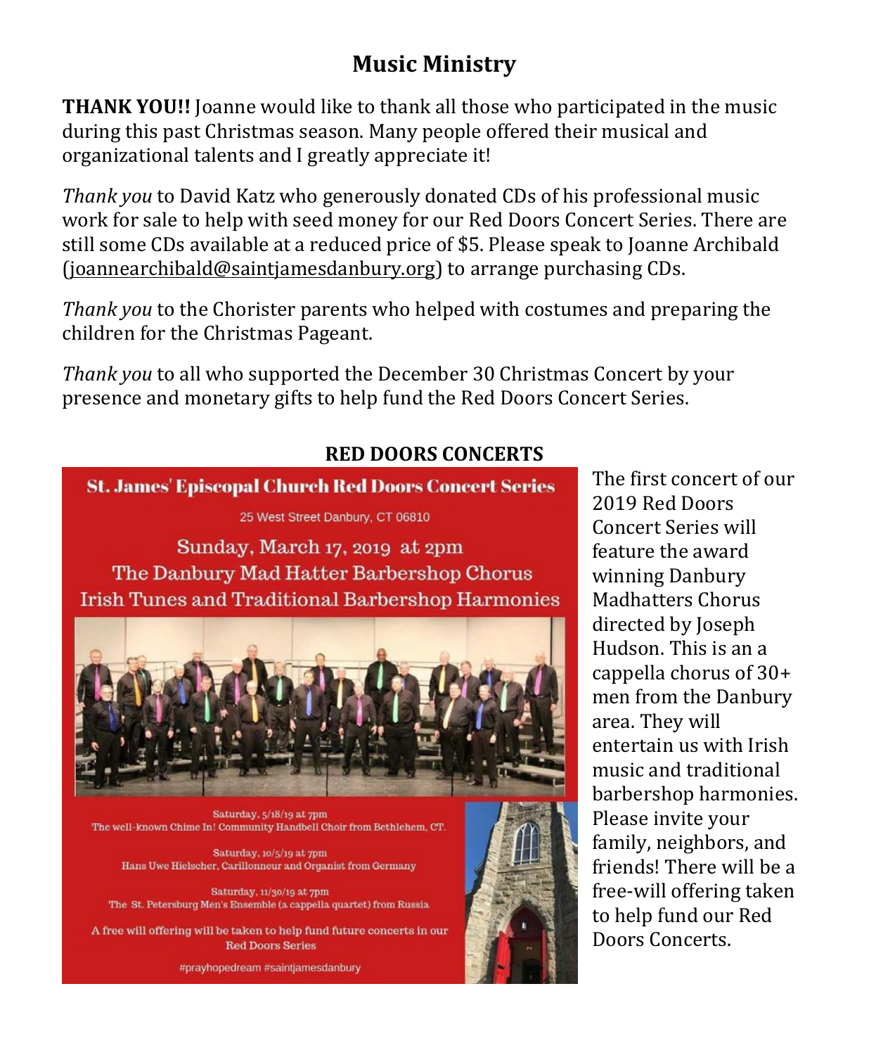# Music Ministry

**THANK YOU!!** Joanne would like to thank all those who participated in the music during this past Christmas season. Many people offered their musical and organizational talents and I greatly appreciate it!

*Thank you* to David Katz who generously donated CDs of his professional music work for sale to help with seed money for our Red Doors Concert Series. There are still some CDs available at a reduced price of $5. Please speak to Joanne Archibald (joannearchibald@saintjamesdanbury.org) to arrange purchasing CDs.

*Thank you* to the Chorister parents who helped with costumes and preparing the children for the Christmas Pageant.

*Thank you* to all who supported the December 30 Christmas Concert by your presence and monetary gifts to help fund the Red Doors Concert Series.

## RED DOORS CONCERTS

**St. James' Episcopal Church Red Doors Concert Series**

25 West Street Danbury, CT 06810

Sunday, March 17, 2019 at 2pm
The Danbury Mad Hatter Barbershop Chorus
Irish Tunes and Traditional Barbershop Harmonies

Saturday, 5/18/19 at 7pm
The well-known Chime In! Community Handbell Choir from Bethlehem, CT.

Saturday, 10/5/19 at 7pm
Hans Uwe Hielscher, Carillonneur and Organist from Germany

Saturday, 11/30/19 at 7pm
The St. Petersburg Men's Ensemble (a cappella quartet) from Russia

A free will offering will be taken to help fund future concerts in our Red Doors Series

#prayhopedream #saintjamesdanbury

The first concert of our 2019 Red Doors Concert Series will feature the award winning Danbury Madhatters Chorus directed by Joseph Hudson. This is an a cappella chorus of 30+ men from the Danbury area. They will entertain us with Irish music and traditional barbershop harmonies. Please invite your family, neighbors, and friends! There will be a free-will offering taken to help fund our Red Doors Concerts.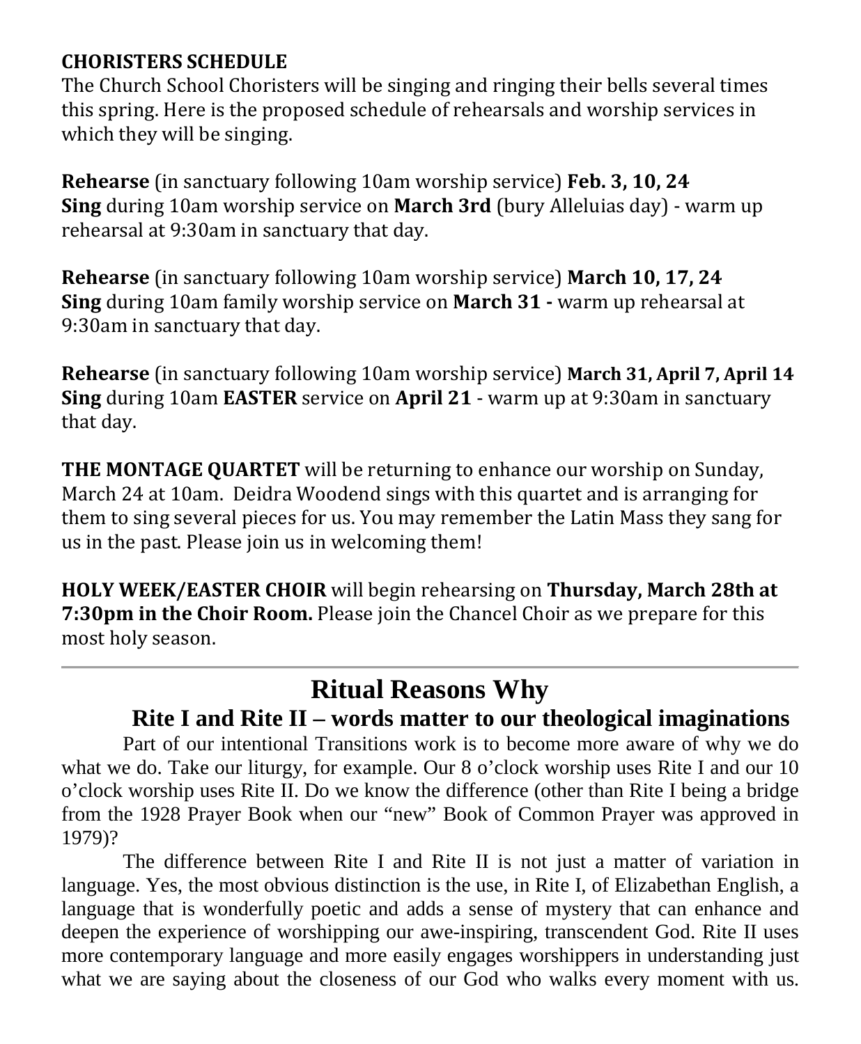**CHORISTERS SCHEDULE**

The Church School Choristers will be singing and ringing their bells several times this spring. Here is the proposed schedule of rehearsals and worship services in which they will be singing.

**Rehearse** (in sanctuary following 10am worship service) **Feb. 3, 10, 24**
**Sing** during 10am worship service on **March 3rd** (bury Alleluias day) - warm up rehearsal at 9:30am in sanctuary that day.

**Rehearse** (in sanctuary following 10am worship service) **March 10, 17, 24**
**Sing** during 10am family worship service on **March 31 -** warm up rehearsal at 9:30am in sanctuary that day.

**Rehearse** (in sanctuary following 10am worship service) **March 31, April 7, April 14**
**Sing** during 10am **EASTER** service on **April 21** - warm up at 9:30am in sanctuary that day.

**THE MONTAGE QUARTET** will be returning to enhance our worship on Sunday, March 24 at 10am. Deidra Woodend sings with this quartet and is arranging for them to sing several pieces for us. You may remember the Latin Mass they sang for us in the past. Please join us in welcoming them!

**HOLY WEEK/EASTER CHOIR** will begin rehearsing on **Thursday, March 28th at 7:30pm in the Choir Room.** Please join the Chancel Choir as we prepare for this most holy season.

---

# Ritual Reasons Why

## Rite I and Rite II – words matter to our theological imaginations

Part of our intentional Transitions work is to become more aware of why we do what we do. Take our liturgy, for example. Our 8 o'clock worship uses Rite I and our 10 o'clock worship uses Rite II. Do we know the difference (other than Rite I being a bridge from the 1928 Prayer Book when our "new" Book of Common Prayer was approved in 1979)?

The difference between Rite I and Rite II is not just a matter of variation in language. Yes, the most obvious distinction is the use, in Rite I, of Elizabethan English, a language that is wonderfully poetic and adds a sense of mystery that can enhance and deepen the experience of worshipping our awe-inspiring, transcendent God. Rite II uses more contemporary language and more easily engages worshippers in understanding just what we are saying about the closeness of our God who walks every moment with us.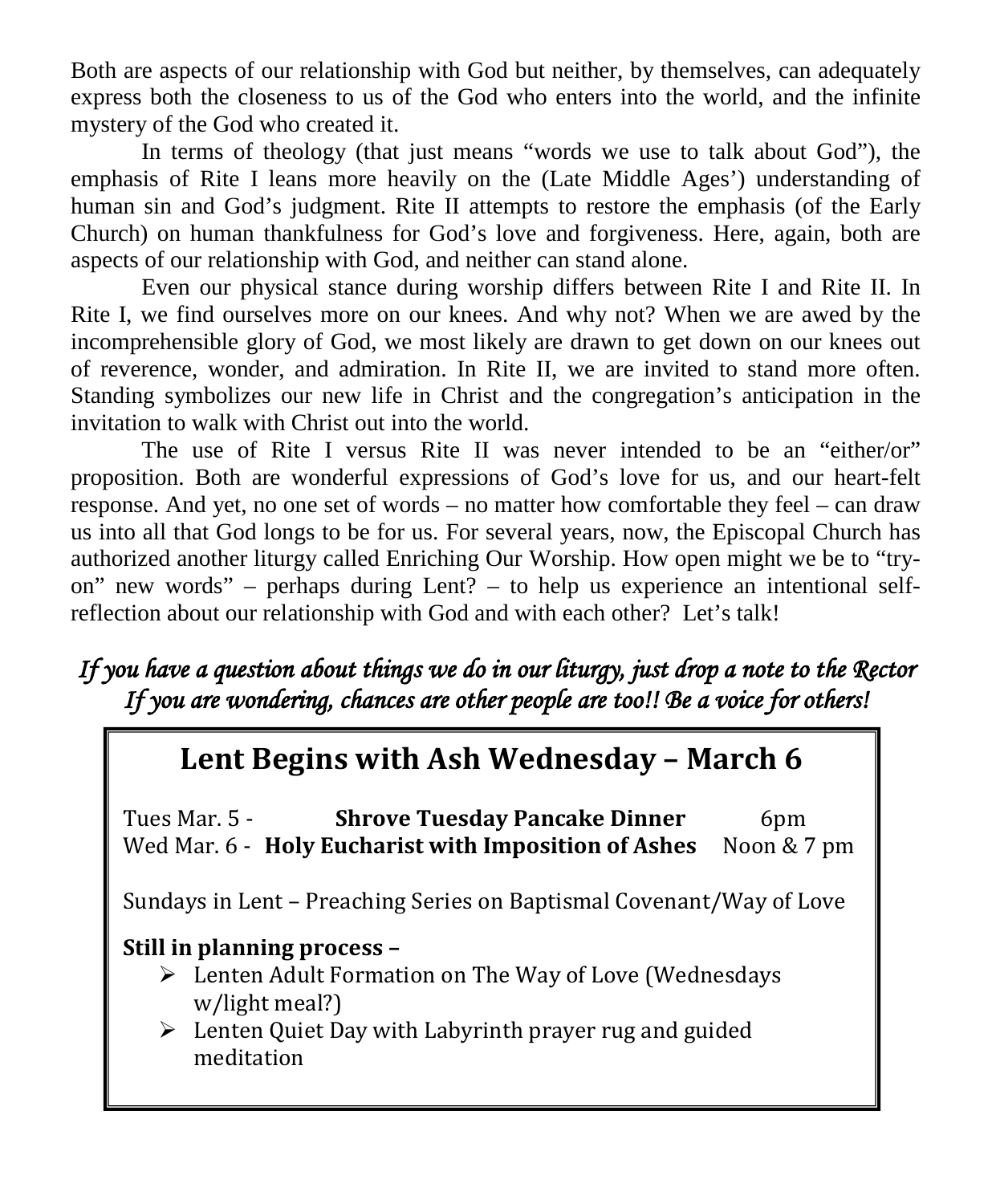Both are aspects of our relationship with God but neither, by themselves, can adequately express both the closeness to us of the God who enters into the world, and the infinite mystery of the God who created it.

In terms of theology (that just means "words we use to talk about God"), the emphasis of Rite I leans more heavily on the (Late Middle Ages') understanding of human sin and God's judgment. Rite II attempts to restore the emphasis (of the Early Church) on human thankfulness for God's love and forgiveness. Here, again, both are aspects of our relationship with God, and neither can stand alone.

Even our physical stance during worship differs between Rite I and Rite II. In Rite I, we find ourselves more on our knees. And why not? When we are awed by the incomprehensible glory of God, we most likely are drawn to get down on our knees out of reverence, wonder, and admiration. In Rite II, we are invited to stand more often. Standing symbolizes our new life in Christ and the congregation's anticipation in the invitation to walk with Christ out into the world.

The use of Rite I versus Rite II was never intended to be an "either/or" proposition. Both are wonderful expressions of God's love for us, and our heart-felt response. And yet, no one set of words – no matter how comfortable they feel – can draw us into all that God longs to be for us. For several years, now, the Episcopal Church has authorized another liturgy called Enriching Our Worship. How open might we be to "try-on" new words" – perhaps during Lent? – to help us experience an intentional self-reflection about our relationship with God and with each other? Let's talk!

*If you have a question about things we do in our liturgy, just drop a note to the Rector*
*If you are wondering, chances are other people are too!! Be a voice for others!*

## Lent Begins with Ash Wednesday – March 6

Tues Mar. 5 - **Shrove Tuesday Pancake Dinner** 6pm
Wed Mar. 6 - **Holy Eucharist with Imposition of Ashes** Noon & 7 pm

Sundays in Lent – Preaching Series on Baptismal Covenant/Way of Love

**Still in planning process –**

- Lenten Adult Formation on The Way of Love (Wednesdays w/light meal?)
- Lenten Quiet Day with Labyrinth prayer rug and guided meditation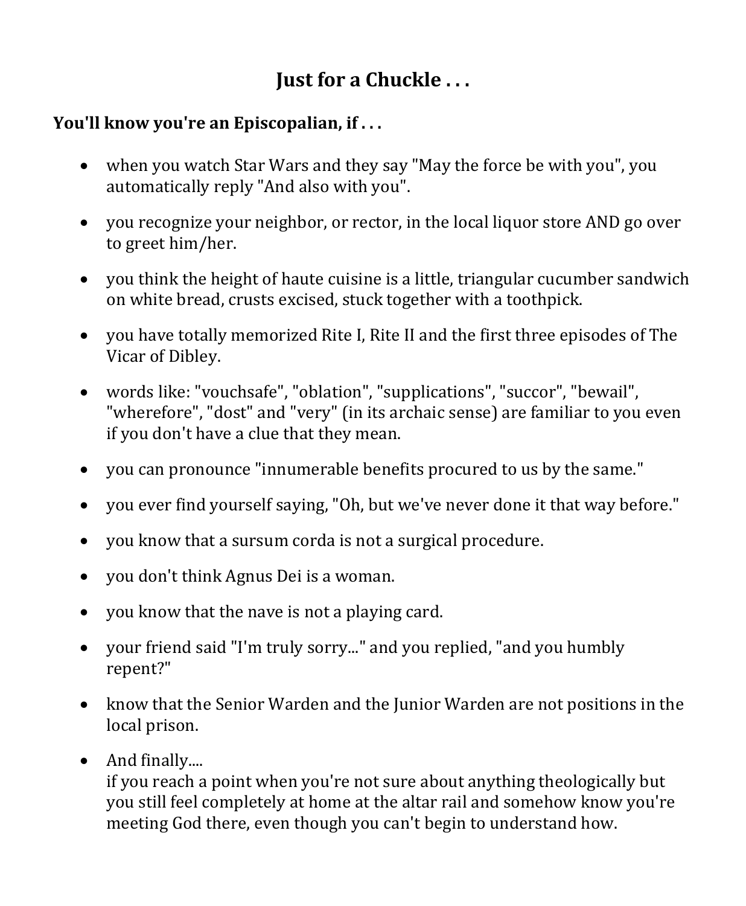## Just for a Chuckle . . .

**You'll know you're an Episcopalian, if . . .**

- when you watch Star Wars and they say "May the force be with you", you automatically reply "And also with you".
- you recognize your neighbor, or rector, in the local liquor store AND go over to greet him/her.
- you think the height of haute cuisine is a little, triangular cucumber sandwich on white bread, crusts excised, stuck together with a toothpick.
- you have totally memorized Rite I, Rite II and the first three episodes of The Vicar of Dibley.
- words like: "vouchsafe", "oblation", "supplications", "succor", "bewail", "wherefore", "dost" and "very" (in its archaic sense) are familiar to you even if you don't have a clue that they mean.
- you can pronounce "innumerable benefits procured to us by the same."
- you ever find yourself saying, "Oh, but we've never done it that way before."
- you know that a sursum corda is not a surgical procedure.
- you don't think Agnus Dei is a woman.
- you know that the nave is not a playing card.
- your friend said "I'm truly sorry..." and you replied, "and you humbly repent?"
- know that the Senior Warden and the Junior Warden are not positions in the local prison.
- And finally....
  if you reach a point when you're not sure about anything theologically but you still feel completely at home at the altar rail and somehow know you're meeting God there, even though you can't begin to understand how.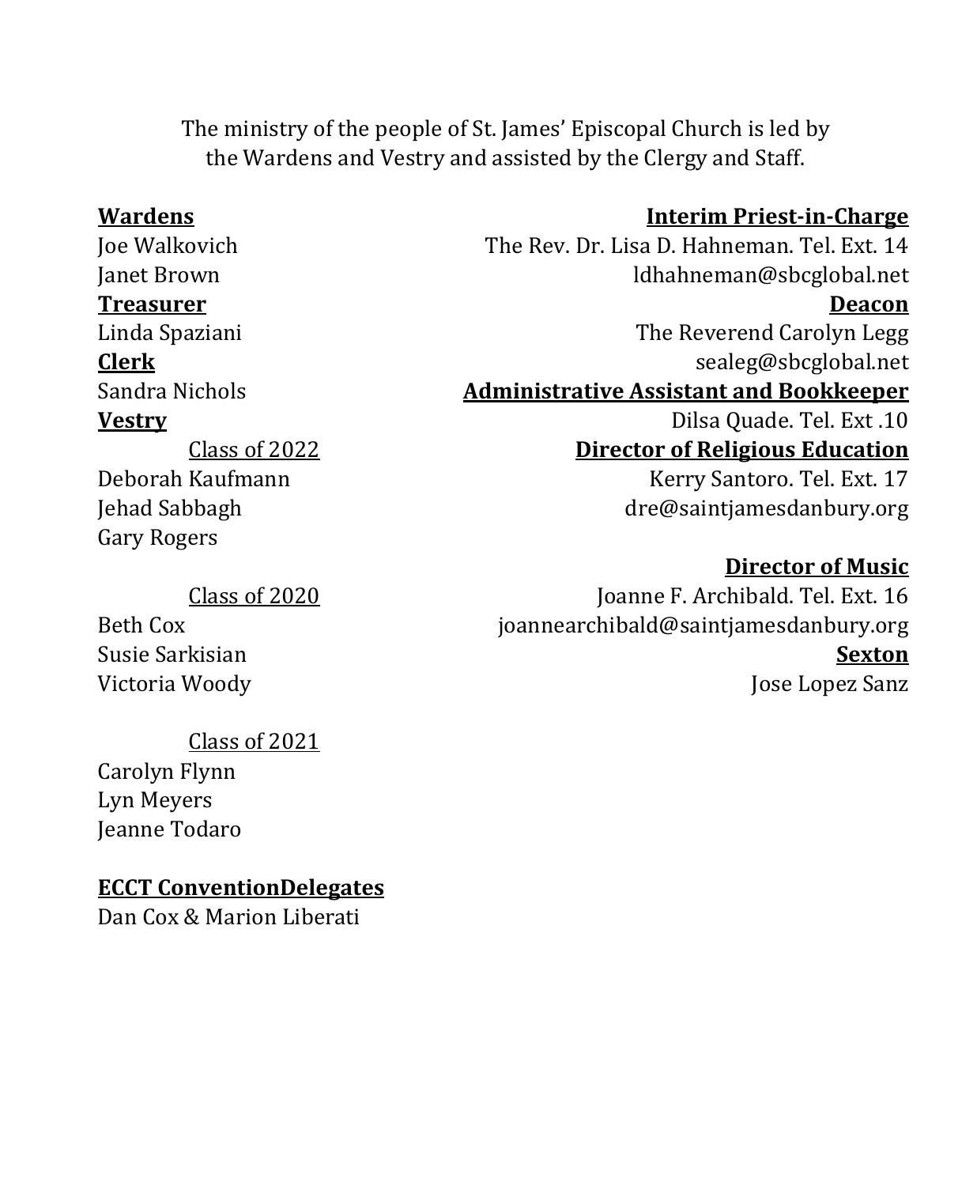The ministry of the people of St. James' Episcopal Church is led by the Wardens and Vestry and assisted by the Clergy and Staff.

**Wardens**

Joe Walkovich
Janet Brown

**Treasurer**

Linda Spaziani

**Clerk**

Sandra Nichols

**Vestry**

Class of 2022

Deborah Kaufmann
Jehad Sabbagh
Gary Rogers

Class of 2020

Beth Cox
Susie Sarkisian
Victoria Woody

Class of 2021

Carolyn Flynn
Lyn Meyers
Jeanne Todaro

**ECCT ConventionDelegates**

Dan Cox & Marion Liberati

**Interim Priest-in-Charge**

The Rev. Dr. Lisa D. Hahneman. Tel. Ext. 14
ldhahneman@sbcglobal.net

**Deacon**

The Reverend Carolyn Legg
sealeg@sbcglobal.net

**Administrative Assistant and Bookkeeper**

Dilsa Quade. Tel. Ext .10

**Director of Religious Education**

Kerry Santoro. Tel. Ext. 17
dre@saintjamesdanbury.org

**Director of Music**

Joanne F. Archibald. Tel. Ext. 16
joannearchibald@saintjamesdanbury.org

**Sexton**

Jose Lopez Sanz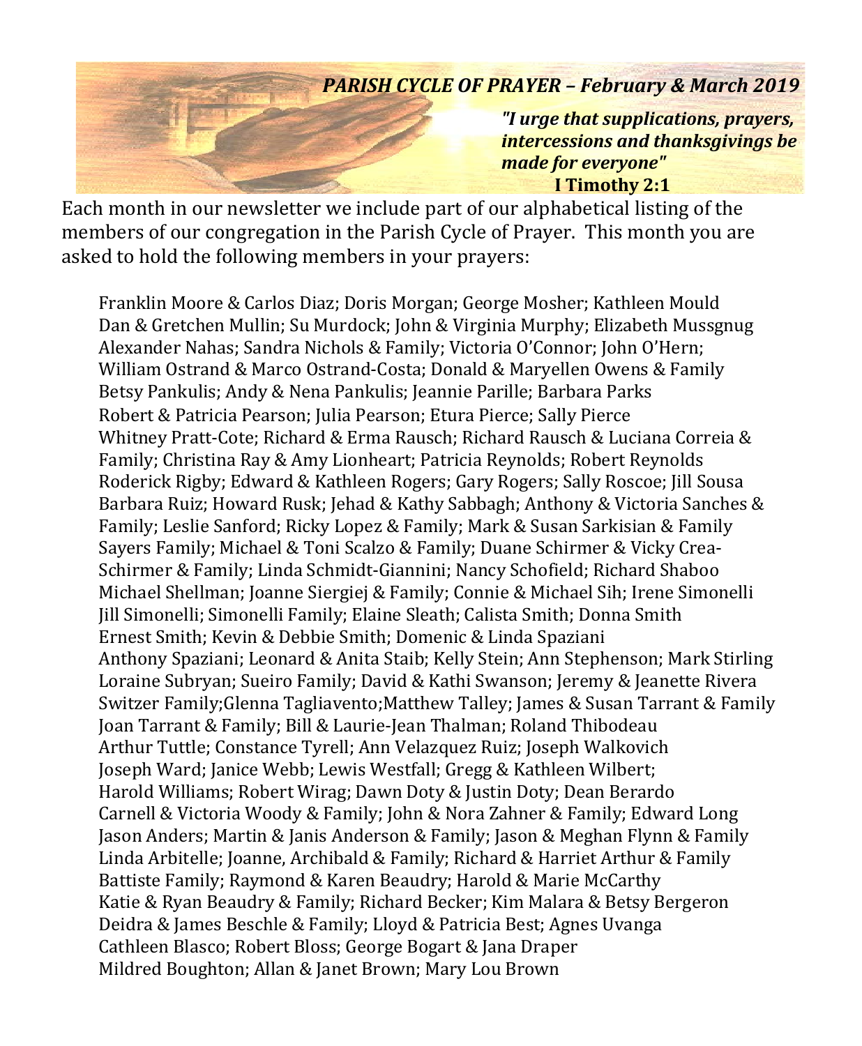# *PARISH CYCLE OF PRAYER – February & March 2019*

***"I urge that supplications, prayers, intercessions and thanksgivings be made for everyone"***
**I Timothy 2:1**

Each month in our newsletter we include part of our alphabetical listing of the members of our congregation in the Parish Cycle of Prayer. This month you are asked to hold the following members in your prayers:

Franklin Moore & Carlos Diaz; Doris Morgan; George Mosher; Kathleen Mould
Dan & Gretchen Mullin; Su Murdock; John & Virginia Murphy; Elizabeth Mussgnug
Alexander Nahas; Sandra Nichols & Family; Victoria O'Connor; John O'Hern;
William Ostrand & Marco Ostrand-Costa; Donald & Maryellen Owens & Family
Betsy Pankulis; Andy & Nena Pankulis; Jeannie Parille; Barbara Parks
Robert & Patricia Pearson; Julia Pearson; Etura Pierce; Sally Pierce
Whitney Pratt-Cote; Richard & Erma Rausch; Richard Rausch & Luciana Correia & Family; Christina Ray & Amy Lionheart; Patricia Reynolds; Robert Reynolds
Roderick Rigby; Edward & Kathleen Rogers; Gary Rogers; Sally Roscoe; Jill Sousa
Barbara Ruiz; Howard Rusk; Jehad & Kathy Sabbagh; Anthony & Victoria Sanches & Family; Leslie Sanford; Ricky Lopez & Family; Mark & Susan Sarkisian & Family
Sayers Family; Michael & Toni Scalzo & Family; Duane Schirmer & Vicky Crea-Schirmer & Family; Linda Schmidt-Giannini; Nancy Schofield; Richard Shaboo
Michael Shellman; Joanne Siergiej & Family; Connie & Michael Sih; Irene Simonelli
Jill Simonelli; Simonelli Family; Elaine Sleath; Calista Smith; Donna Smith
Ernest Smith; Kevin & Debbie Smith; Domenic & Linda Spaziani
Anthony Spaziani; Leonard & Anita Staib; Kelly Stein; Ann Stephenson; Mark Stirling
Loraine Subryan; Sueiro Family; David & Kathi Swanson; Jeremy & Jeanette Rivera
Switzer Family;Glenna Tagliavento;Matthew Talley; James & Susan Tarrant & Family
Joan Tarrant & Family; Bill & Laurie-Jean Thalman; Roland Thibodeau
Arthur Tuttle; Constance Tyrell; Ann Velazquez Ruiz; Joseph Walkovich
Joseph Ward; Janice Webb; Lewis Westfall; Gregg & Kathleen Wilbert;
Harold Williams; Robert Wirag; Dawn Doty & Justin Doty; Dean Berardo
Carnell & Victoria Woody & Family; John & Nora Zahner & Family; Edward Long
Jason Anders; Martin & Janis Anderson & Family; Jason & Meghan Flynn & Family
Linda Arbitelle; Joanne, Archibald & Family; Richard & Harriet Arthur & Family
Battiste Family; Raymond & Karen Beaudry; Harold & Marie McCarthy
Katie & Ryan Beaudry & Family; Richard Becker; Kim Malara & Betsy Bergeron
Deidra & James Beschle & Family; Lloyd & Patricia Best; Agnes Uvanga
Cathleen Blasco; Robert Bloss; George Bogart & Jana Draper
Mildred Boughton; Allan & Janet Brown; Mary Lou Brown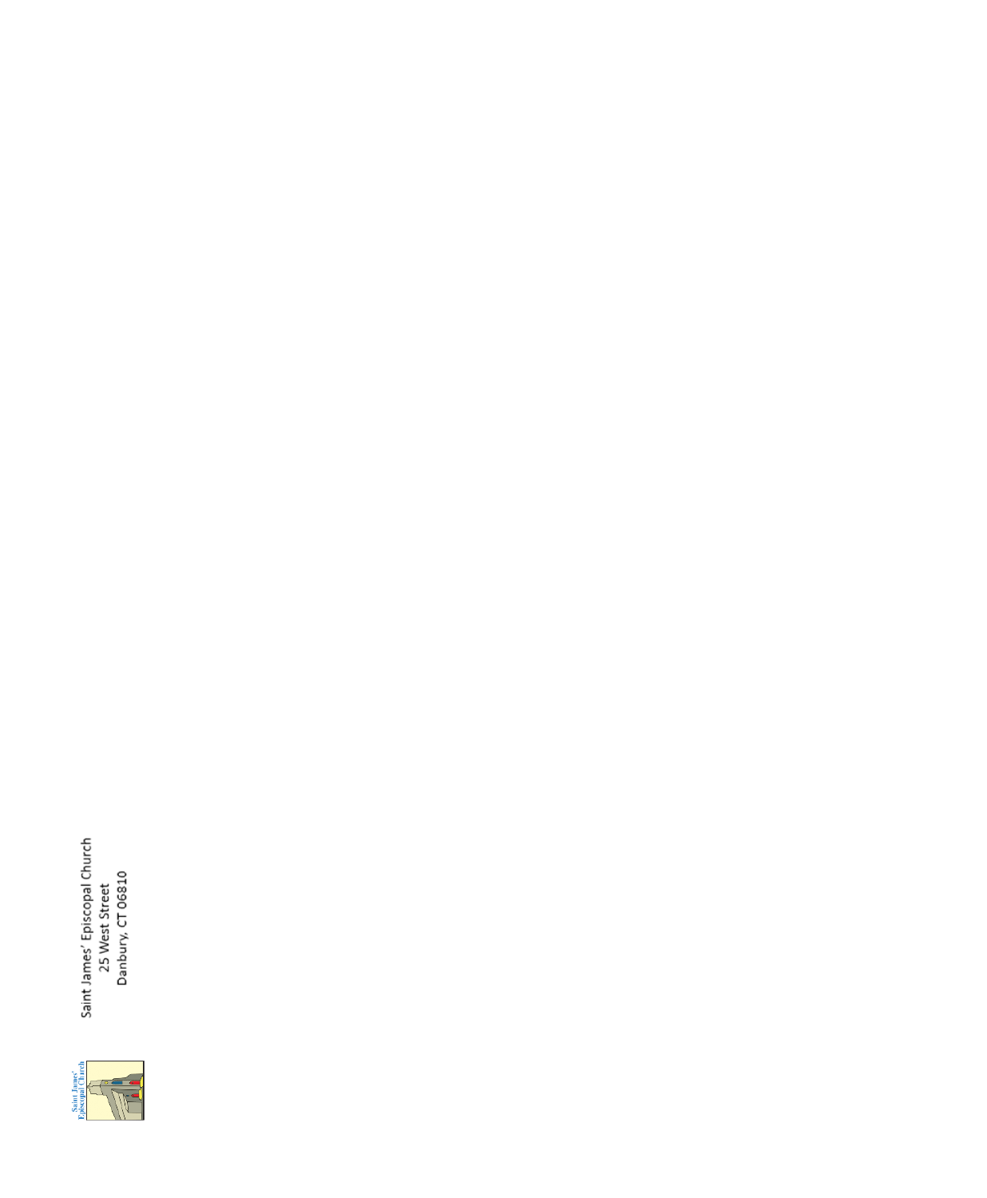Saint James' Episcopal Church
25 West Street
Danbury, CT 06810